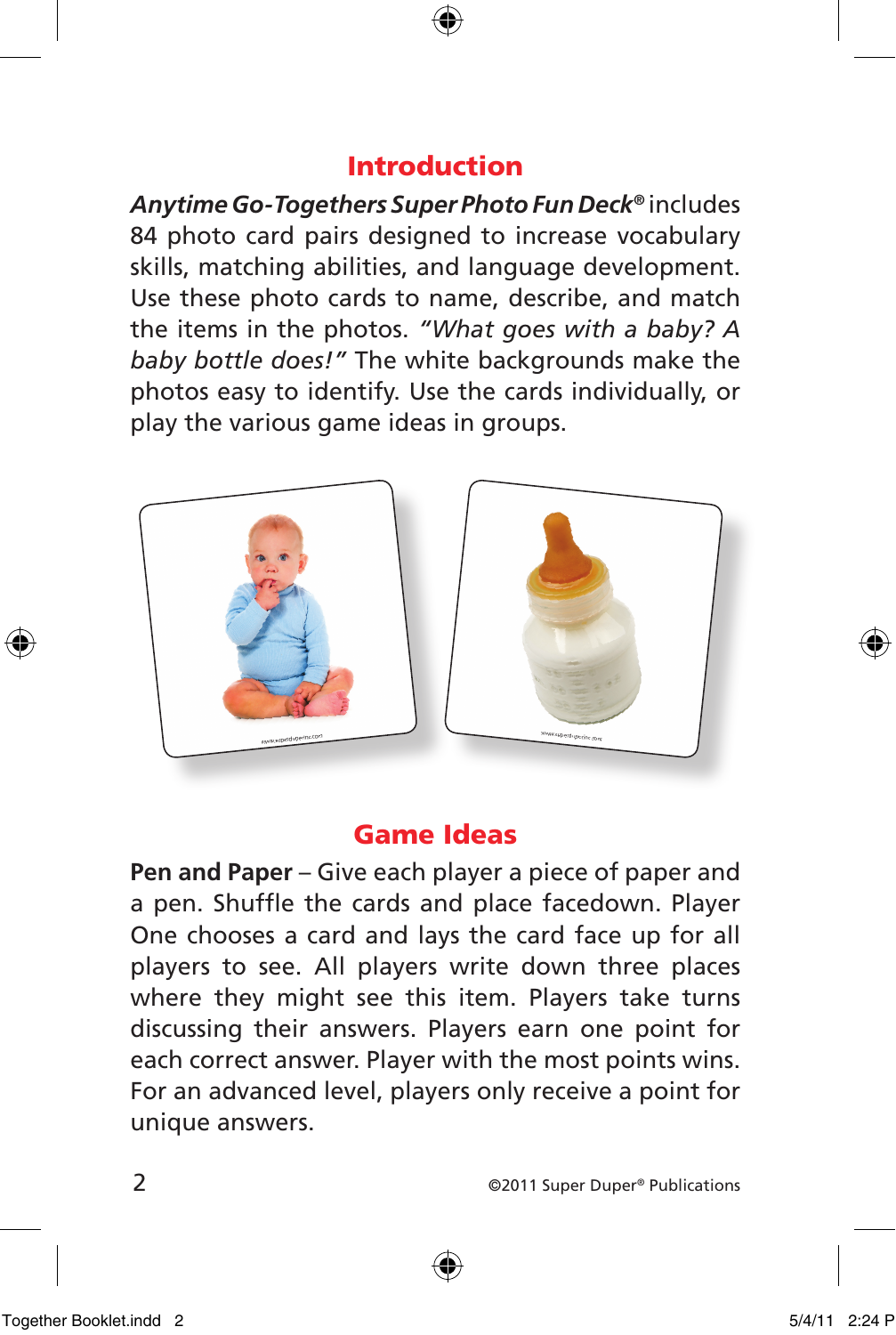## Introduction

***Anytime Go-Togethers Super Photo Fun Deck®*** includes 84 photo card pairs designed to increase vocabulary skills, matching abilities, and language development. Use these photo cards to name, describe, and match the items in the photos. *"What goes with a baby? A baby bottle does!"* The white backgrounds make the photos easy to identify. Use the cards individually, or play the various game ideas in groups.

## Game Ideas

**Pen and Paper** – Give each player a piece of paper and a pen. Shuffle the cards and place facedown. Player One chooses a card and lays the card face up for all players to see. All players write down three places where they might see this item. Players take turns discussing their answers. Players earn one point for each correct answer. Player with the most points wins. For an advanced level, players only receive a point for unique answers.

©2011 Super Duper® Publications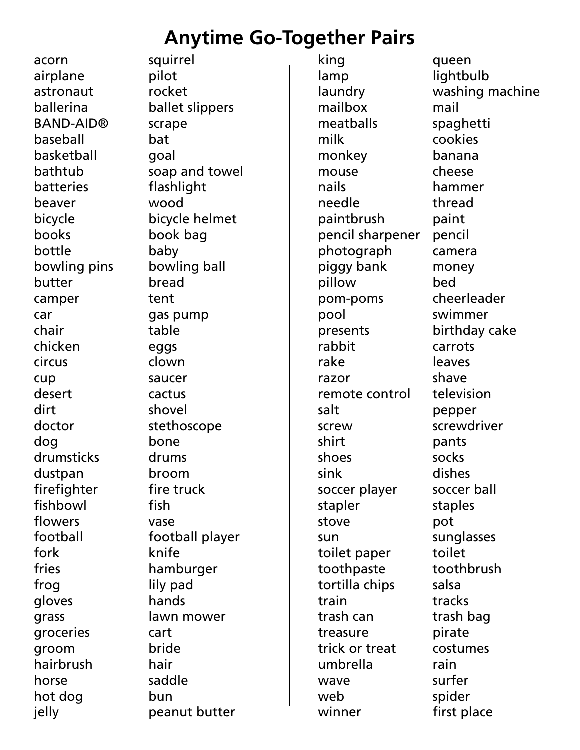# Anytime Go-Together Pairs

| | |
|---|---|
| acorn | squirrel |
| airplane | pilot |
| astronaut | rocket |
| ballerina | ballet slippers |
| BAND-AID® | scrape |
| baseball | bat |
| basketball | goal |
| bathtub | soap and towel |
| batteries | flashlight |
| beaver | wood |
| bicycle | bicycle helmet |
| books | book bag |
| bottle | baby |
| bowling pins | bowling ball |
| butter | bread |
| camper | tent |
| car | gas pump |
| chair | table |
| chicken | eggs |
| circus | clown |
| cup | saucer |
| desert | cactus |
| dirt | shovel |
| doctor | stethoscope |
| dog | bone |
| drumsticks | drums |
| dustpan | broom |
| firefighter | fire truck |
| fishbowl | fish |
| flowers | vase |
| football | football player |
| fork | knife |
| fries | hamburger |
| frog | lily pad |
| gloves | hands |
| grass | lawn mower |
| groceries | cart |
| groom | bride |
| hairbrush | hair |
| horse | saddle |
| hot dog | bun |
| jelly | peanut butter |
| king | queen |
| lamp | lightbulb |
| laundry | washing machine |
| mailbox | mail |
| meatballs | spaghetti |
| milk | cookies |
| monkey | banana |
| mouse | cheese |
| nails | hammer |
| needle | thread |
| paintbrush | paint |
| pencil sharpener | pencil |
| photograph | camera |
| piggy bank | money |
| pillow | bed |
| pom-poms | cheerleader |
| pool | swimmer |
| presents | birthday cake |
| rabbit | carrots |
| rake | leaves |
| razor | shave |
| remote control | television |
| salt | pepper |
| screw | screwdriver |
| shirt | pants |
| shoes | socks |
| sink | dishes |
| soccer player | soccer ball |
| stapler | staples |
| stove | pot |
| sun | sunglasses |
| toilet paper | toilet |
| toothpaste | toothbrush |
| tortilla chips | salsa |
| train | tracks |
| trash can | trash bag |
| treasure | pirate |
| trick or treat | costumes |
| umbrella | rain |
| wave | surfer |
| web | spider |
| winner | first place |